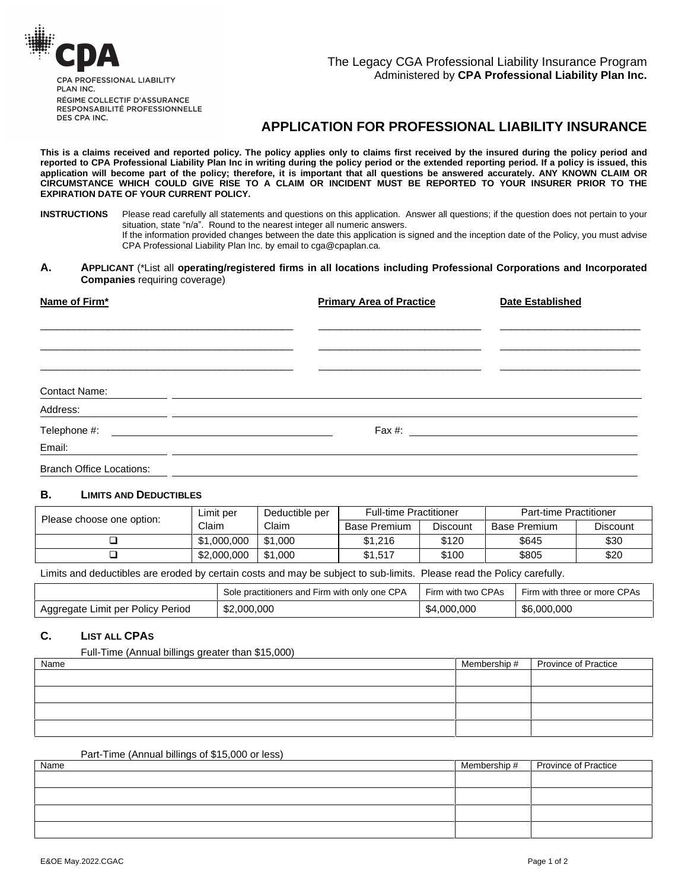CPA PROFESSIONAL LIABILITY PLAN INC.
RÉGIME COLLECTIF D'ASSURANCE RESPONSABILITÉ PROFESSIONNELLE DES CPA INC.

The Legacy CGA Professional Liability Insurance Program
Administered by **CPA Professional Liability Plan Inc.**

# APPLICATION FOR PROFESSIONAL LIABILITY INSURANCE

**This is a claims received and reported policy. The policy applies only to claims first received by the insured during the policy period and reported to CPA Professional Liability Plan Inc in writing during the policy period or the extended reporting period. If a policy is issued, this application will become part of the policy; therefore, it is important that all questions be answered accurately. ANY KNOWN CLAIM OR CIRCUMSTANCE WHICH COULD GIVE RISE TO A CLAIM OR INCIDENT MUST BE REPORTED TO YOUR INSURER PRIOR TO THE EXPIRATION DATE OF YOUR CURRENT POLICY.**

**INSTRUCTIONS** Please read carefully all statements and questions on this application. Answer all questions; if the question does not pertain to your situation, state "n/a". Round to the nearest integer all numeric answers.
If the information provided changes between the date this application is signed and the inception date of the Policy, you must advise CPA Professional Liability Plan Inc. by email to cga@cpaplan.ca.

## A. APPLICANT (*List all **operating/registered firms in all locations including Professional Corporations and Incorporated Companies** requiring coverage)

| **Name of Firm*** | **Primary Area of Practice** | **Date Established** |
|---|---|---|
| | | |
| | | |
| | | |

Contact Name: ______________________________

Address: ______________________________

Telephone #: ______________________________ Fax #: ______________________________

Email: ______________________________

Branch Office Locations: ______________________________

## B. LIMITS AND DEDUCTIBLES

| Please choose one option: | Limit per Claim | Deductible per Claim | Full-time Practitioner | | Part-time Practitioner | |
|---|---|---|---|---|---|---|
| | | | Base Premium | Discount | Base Premium | Discount |
| ☐ | $1,000,000 | $1,000 | $1,216 | $120 | $645 | $30 |
| ☐ | $2,000,000 | $1,000 | $1,517 | $100 | $805 | $20 |

Limits and deductibles are eroded by certain costs and may be subject to sub-limits. Please read the Policy carefully.

| | Sole practitioners and Firm with only one CPA | Firm with two CPAs | Firm with three or more CPAs |
|---|---|---|---|
| Aggregate Limit per Policy Period | $2,000,000 | $4,000,000 | $6,000,000 |

## C. LIST ALL CPAs

Full-Time (Annual billings greater than $15,000)

| Name | Membership # | Province of Practice |
|---|---|---|
| | | |
| | | |
| | | |
| | | |

Part-Time (Annual billings of $15,000 or less)

| Name | Membership # | Province of Practice |
|---|---|---|
| | | |
| | | |
| | | |
| | | |

E&OE May.2022.CGAC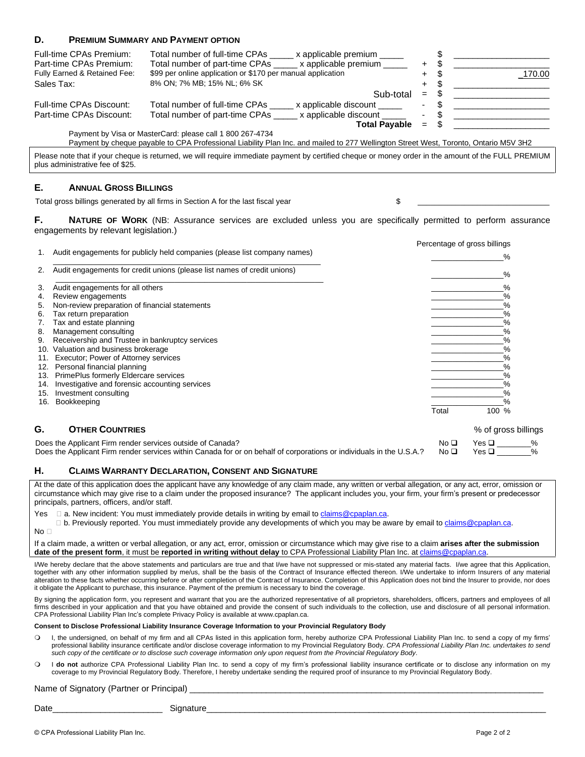## D. PREMIUM SUMMARY AND PAYMENT OPTION

| | | | | |
|---|---|---|---|---|
| Full-time CPAs Premium: | Total number of full-time CPAs _____ x applicable premium _____ | | $ | ___________________ |
| Part-time CPAs Premium: | Total number of part-time CPAs _____ x applicable premium _____ | + | $ | ___________________ |
| Fully Earned & Retained Fee: | $99 per online application or $170 per manual application | + | $ | 170.00 |
| Sales Tax: | 8% ON; 7% MB; 15% NL; 6% SK | + | $ | ___________________ |
| | Sub-total | = | $ | ___________________ |
| Full-time CPAs Discount: | Total number of full-time CPAs _____ x applicable discount _____ | - | $ | ___________________ |
| Part-time CPAs Discount: | Total number of part-time CPAs _____ x applicable discount _____ | - | $ | ___________________ |
| | **Total Payable** | = | $ | ___________________ |

Payment by Visa or MasterCard: please call 1 800 267-4734
Payment by cheque payable to CPA Professional Liability Plan Inc. and mailed to 277 Wellington Street West, Toronto, Ontario M5V 3H2

Please note that if your cheque is returned, we will require immediate payment by certified cheque or money order in the amount of the FULL PREMIUM plus administrative fee of $25.

## E. ANNUAL GROSS BILLINGS

Total gross billings generated by all firms in Section A for the last fiscal year $ ___________________

## F. NATURE OF WORK (NB: Assurance services are excluded unless you are specifically permitted to perform assurance engagements by relevant legislation.)

| | Percentage of gross billings |
|---|---|
| 1. Audit engagements for publicly held companies (please list company names) ___________________ | _______% |
| 2. Audit engagements for credit unions (please list names of credit unions) ___________________ | _______% |
| 3. Audit engagements for all others | _______% |
| 4. Review engagements | _______% |
| 5. Non-review preparation of financial statements | _______% |
| 6. Tax return preparation | _______% |
| 7. Tax and estate planning | _______% |
| 8. Management consulting | _______% |
| 9. Receivership and Trustee in bankruptcy services | _______% |
| 10. Valuation and business brokerage | _______% |
| 11. Executor; Power of Attorney services | _______% |
| 12. Personal financial planning | _______% |
| 13. PrimePlus formerly Eldercare services | _______% |
| 14. Investigative and forensic accounting services | _______% |
| 15. Investment consulting | _______% |
| 16. Bookkeeping | _______% |
| Total | 100 % |

## G. OTHER COUNTRIES

| | | | % of gross billings |
|---|---|---|---|
| Does the Applicant Firm render services outside of Canada? | No ☐ | Yes ☐ | _______% |
| Does the Applicant Firm render services within Canada for or on behalf of corporations or individuals in the U.S.A.? | No ☐ | Yes ☐ | _______% |

## H. CLAIMS WARRANTY DECLARATION, CONSENT AND SIGNATURE

At the date of this application does the applicant have any knowledge of any claim made, any written or verbal allegation, or any act, error, omission or circumstance which may give rise to a claim under the proposed insurance? The applicant includes you, your firm, your firm's present or predecessor principals, partners, officers, and/or staff.

Yes ☐ a. New incident: You must immediately provide details in writing by email to claims@cpaplan.ca.
☐ b. Previously reported. You must immediately provide any developments of which you may be aware by email to claims@cpaplan.ca.

No ☐

If a claim made, a written or verbal allegation, or any act, error, omission or circumstance which may give rise to a claim **arises after the submission date of the present form**, it must be **reported in writing without delay** to CPA Professional Liability Plan Inc. at claims@cpaplan.ca.

I/We hereby declare that the above statements and particulars are true and that I/we have not suppressed or mis-stated any material facts. I/we agree that this Application, together with any other information supplied by me/us, shall be the basis of the Contract of Insurance effected thereon. I/We undertake to inform Insurers of any material alteration to these facts whether occurring before or after completion of the Contract of Insurance. Completion of this Application does not bind the Insurer to provide, nor does it obligate the Applicant to purchase, this insurance. Payment of the premium is necessary to bind the coverage.

By signing the application form, you represent and warrant that you are the authorized representative of all proprietors, shareholders, officers, partners and employees of all firms described in your application and that you have obtained and provide the consent of such individuals to the collection, use and disclosure of all personal information. CPA Professional Liability Plan Inc's complete Privacy Policy is available at www.cpaplan.ca.

**Consent to Disclose Professional Liability Insurance Coverage Information to your Provincial Regulatory Body**

- ○ I, the undersigned, on behalf of my firm and all CPAs listed in this application form, hereby authorize CPA Professional Liability Plan Inc. to send a copy of my firms' professional liability insurance certificate and/or disclose coverage information to my Provincial Regulatory Body. *CPA Professional Liability Plan Inc. undertakes to send such copy of the certificate or to disclose such coverage information only upon request from the Provincial Regulatory Body.*
- ○ I **do not** authorize CPA Professional Liability Plan Inc. to send a copy of my firm's professional liability insurance certificate or to disclose any information on my coverage to my Provincial Regulatory Body. Therefore, I hereby undertake sending the required proof of insurance to my Provincial Regulatory Body.

Name of Signatory (Partner or Principal) ___________________________________________

Date______________________ Signature___________________________________________

© CPA Professional Liability Plan Inc.